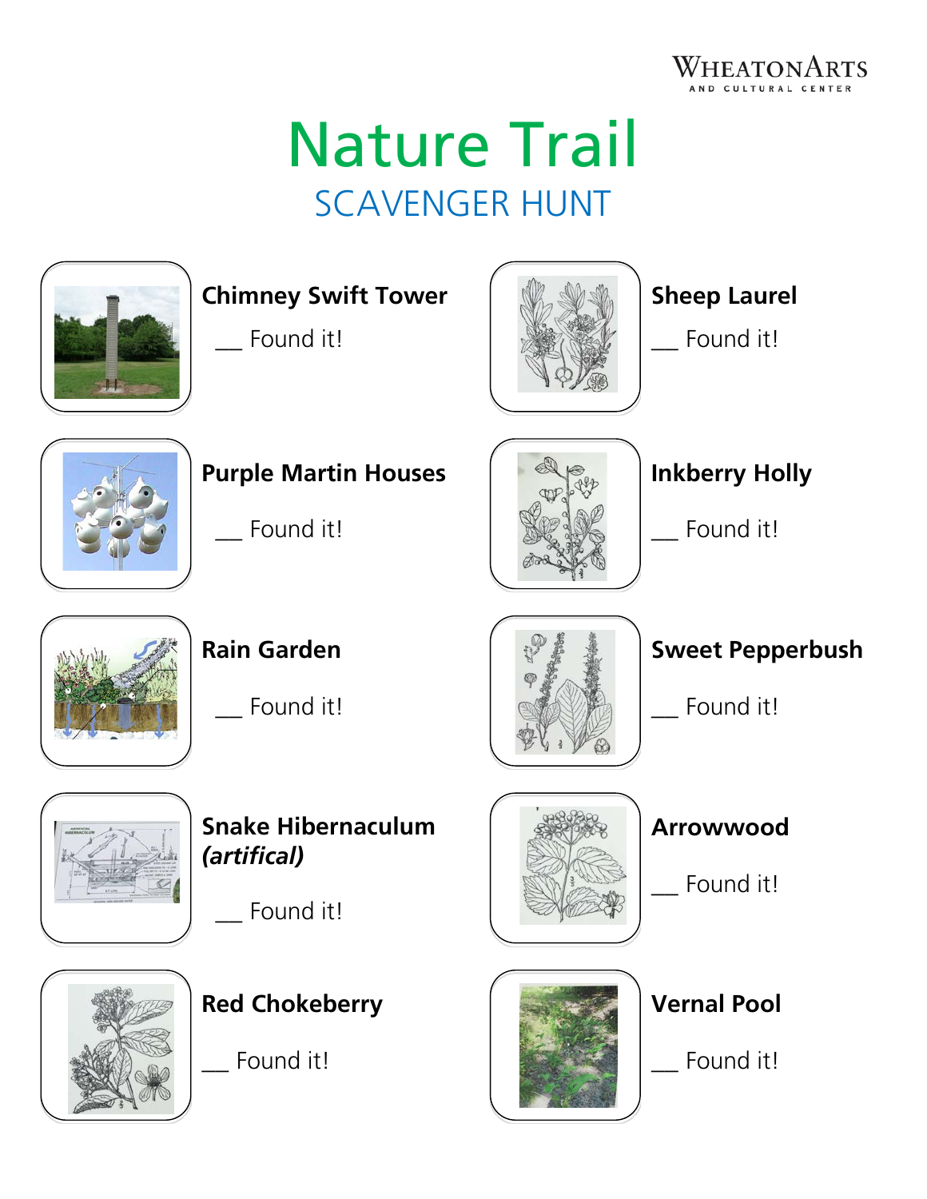WheatonArts and Cultural Center

# Nature Trail

## SCAVENGER HUNT

**Chimney Swift Tower**

___ Found it!

**Purple Martin Houses**

___ Found it!

**Rain Garden**

___ Found it!

**Snake Hibernaculum *(artifical)***

___ Found it!

**Red Chokeberry**

___ Found it!

**Sheep Laurel**

___ Found it!

**Inkberry Holly**

___ Found it!

**Sweet Pepperbush**

___ Found it!

**Arrowwood**

___ Found it!

**Vernal Pool**

___ Found it!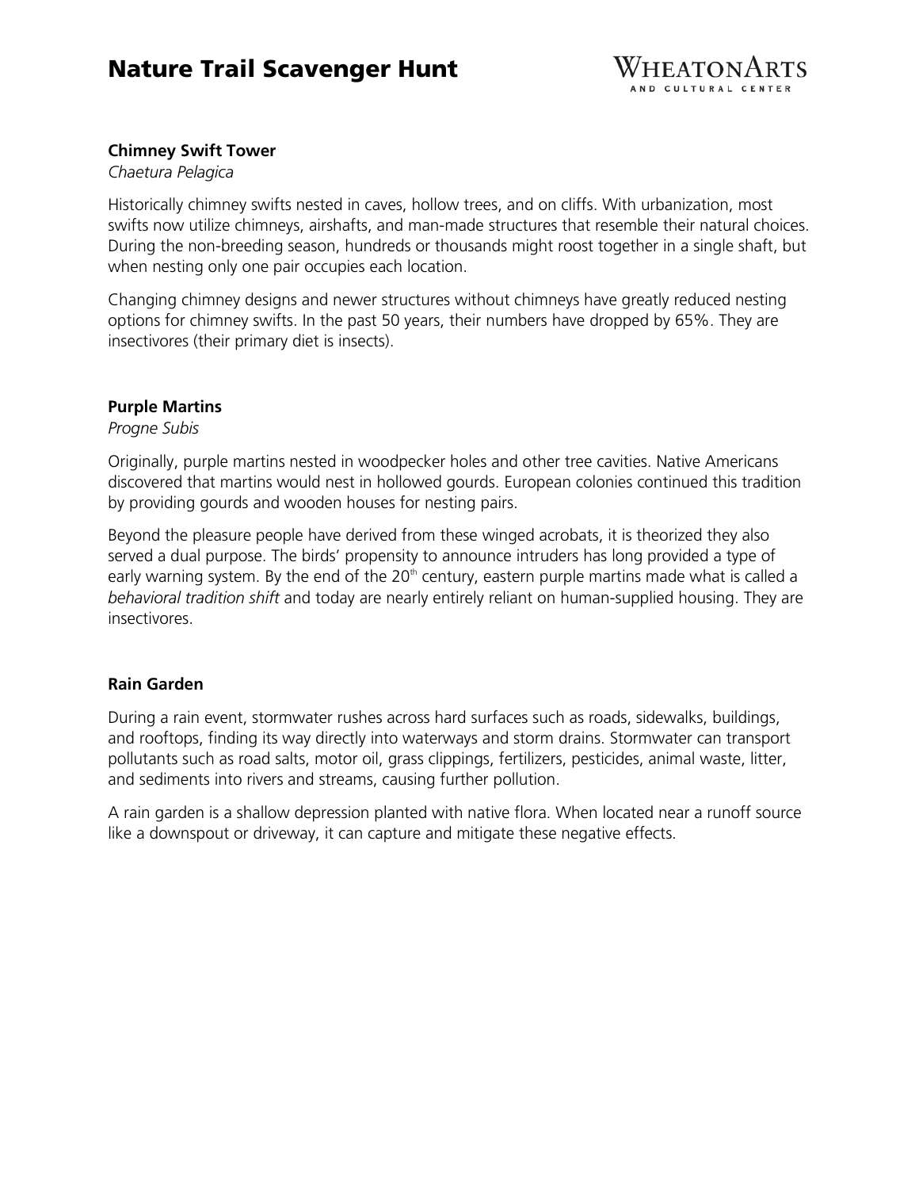**Chimney Swift Tower**

*Chaetura Pelagica*

Historically chimney swifts nested in caves, hollow trees, and on cliffs. With urbanization, most swifts now utilize chimneys, airshafts, and man-made structures that resemble their natural choices. During the non-breeding season, hundreds or thousands might roost together in a single shaft, but when nesting only one pair occupies each location.

Changing chimney designs and newer structures without chimneys have greatly reduced nesting options for chimney swifts. In the past 50 years, their numbers have dropped by 65%. They are insectivores (their primary diet is insects).

**Purple Martins**

*Progne Subis*

Originally, purple martins nested in woodpecker holes and other tree cavities. Native Americans discovered that martins would nest in hollowed gourds. European colonies continued this tradition by providing gourds and wooden houses for nesting pairs.

Beyond the pleasure people have derived from these winged acrobats, it is theorized they also served a dual purpose. The birds' propensity to announce intruders has long provided a type of early warning system. By the end of the 20th century, eastern purple martins made what is called a *behavioral tradition shift* and today are nearly entirely reliant on human-supplied housing. They are insectivores.

**Rain Garden**

During a rain event, stormwater rushes across hard surfaces such as roads, sidewalks, buildings, and rooftops, finding its way directly into waterways and storm drains. Stormwater can transport pollutants such as road salts, motor oil, grass clippings, fertilizers, pesticides, animal waste, litter, and sediments into rivers and streams, causing further pollution.

A rain garden is a shallow depression planted with native flora. When located near a runoff source like a downspout or driveway, it can capture and mitigate these negative effects.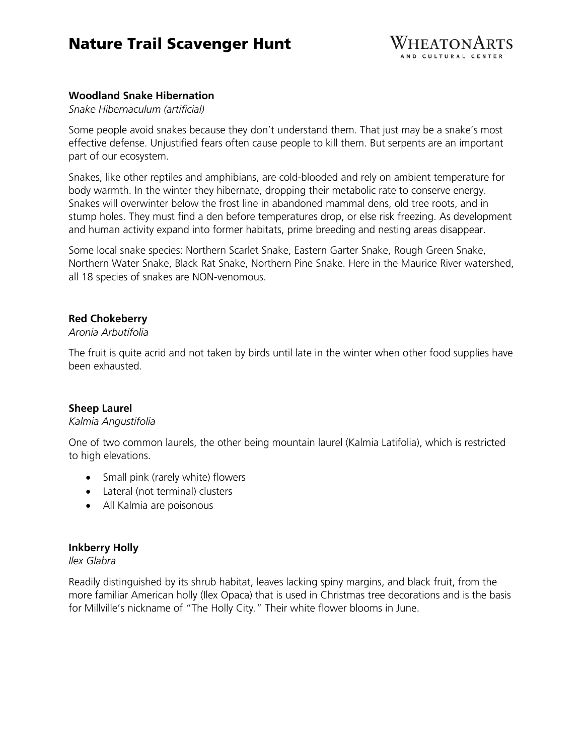**Woodland Snake Hibernation**

*Snake Hibernaculum (artificial)*

Some people avoid snakes because they don't understand them. That just may be a snake's most effective defense. Unjustified fears often cause people to kill them. But serpents are an important part of our ecosystem.

Snakes, like other reptiles and amphibians, are cold-blooded and rely on ambient temperature for body warmth. In the winter they hibernate, dropping their metabolic rate to conserve energy. Snakes will overwinter below the frost line in abandoned mammal dens, old tree roots, and in stump holes. They must find a den before temperatures drop, or else risk freezing. As development and human activity expand into former habitats, prime breeding and nesting areas disappear.

Some local snake species: Northern Scarlet Snake, Eastern Garter Snake, Rough Green Snake, Northern Water Snake, Black Rat Snake, Northern Pine Snake. Here in the Maurice River watershed, all 18 species of snakes are NON-venomous.

**Red Chokeberry**

*Aronia Arbutifolia*

The fruit is quite acrid and not taken by birds until late in the winter when other food supplies have been exhausted.

**Sheep Laurel**

*Kalmia Angustifolia*

One of two common laurels, the other being mountain laurel (Kalmia Latifolia), which is restricted to high elevations.

- Small pink (rarely white) flowers
- Lateral (not terminal) clusters
- All Kalmia are poisonous

**Inkberry Holly**

*Ilex Glabra*

Readily distinguished by its shrub habitat, leaves lacking spiny margins, and black fruit, from the more familiar American holly (Ilex Opaca) that is used in Christmas tree decorations and is the basis for Millville's nickname of "The Holly City." Their white flower blooms in June.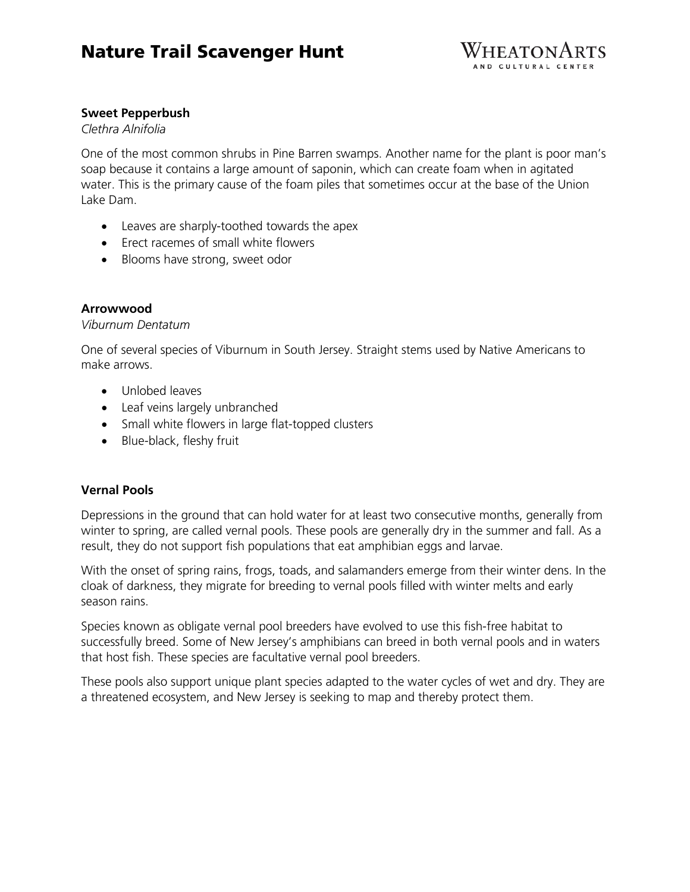### Sweet Pepperbush

*Clethra Alnifolia*

One of the most common shrubs in Pine Barren swamps. Another name for the plant is poor man's soap because it contains a large amount of saponin, which can create foam when in agitated water. This is the primary cause of the foam piles that sometimes occur at the base of the Union Lake Dam.

- Leaves are sharply-toothed towards the apex
- Erect racemes of small white flowers
- Blooms have strong, sweet odor

### Arrowwood

*Viburnum Dentatum*

One of several species of Viburnum in South Jersey. Straight stems used by Native Americans to make arrows.

- Unlobed leaves
- Leaf veins largely unbranched
- Small white flowers in large flat-topped clusters
- Blue-black, fleshy fruit

### Vernal Pools

Depressions in the ground that can hold water for at least two consecutive months, generally from winter to spring, are called vernal pools. These pools are generally dry in the summer and fall. As a result, they do not support fish populations that eat amphibian eggs and larvae.

With the onset of spring rains, frogs, toads, and salamanders emerge from their winter dens. In the cloak of darkness, they migrate for breeding to vernal pools filled with winter melts and early season rains.

Species known as obligate vernal pool breeders have evolved to use this fish-free habitat to successfully breed. Some of New Jersey's amphibians can breed in both vernal pools and in waters that host fish. These species are facultative vernal pool breeders.

These pools also support unique plant species adapted to the water cycles of wet and dry. They are a threatened ecosystem, and New Jersey is seeking to map and thereby protect them.